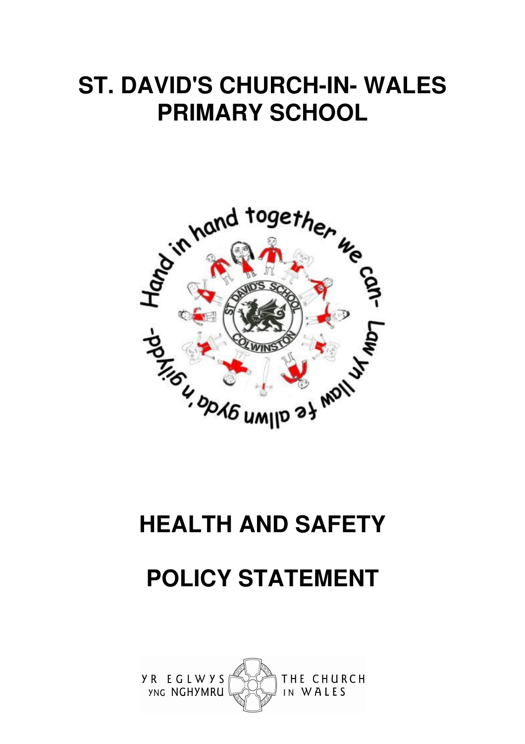# ST. DAVID'S CHURCH-IN- WALES PRIMARY SCHOOL

Hand in hand together we can- Llaw yn llaw fe allwn gyda'n gilydd-

ST DAVID'S SCHOOL COLWINSTON

# HEALTH AND SAFETY

# POLICY STATEMENT

YR EGLWYS YNG NGHYMRU THE CHURCH IN WALES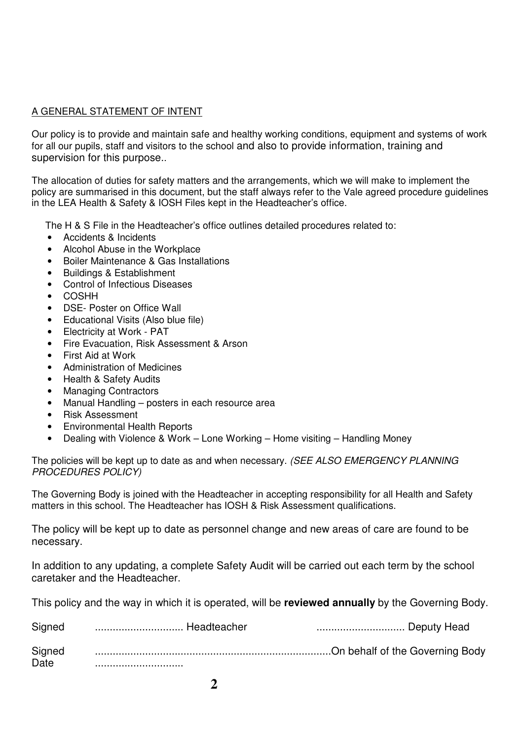## A GENERAL STATEMENT OF INTENT

Our policy is to provide and maintain safe and healthy working conditions, equipment and systems of work for all our pupils, staff and visitors to the school and also to provide information, training and supervision for this purpose..

The allocation of duties for safety matters and the arrangements, which we will make to implement the policy are summarised in this document, but the staff always refer to the Vale agreed procedure guidelines in the LEA Health & Safety & IOSH Files kept in the Headteacher's office.

The H & S File in the Headteacher's office outlines detailed procedures related to:

- Accidents & Incidents
- Alcohol Abuse in the Workplace
- Boiler Maintenance & Gas Installations
- Buildings & Establishment
- Control of Infectious Diseases
- COSHH
- DSE- Poster on Office Wall
- Educational Visits (Also blue file)
- Electricity at Work - PAT
- Fire Evacuation, Risk Assessment & Arson
- First Aid at Work
- Administration of Medicines
- Health & Safety Audits
- Managing Contractors
- Manual Handling – posters in each resource area
- Risk Assessment
- Environmental Health Reports
- Dealing with Violence & Work – Lone Working – Home visiting – Handling Money

The policies will be kept up to date as and when necessary. *(SEE ALSO EMERGENCY PLANNING PROCEDURES POLICY)*

The Governing Body is joined with the Headteacher in accepting responsibility for all Health and Safety matters in this school. The Headteacher has IOSH & Risk Assessment qualifications.

The policy will be kept up to date as personnel change and new areas of care are found to be necessary.

In addition to any updating, a complete Safety Audit will be carried out each term by the school caretaker and the Headteacher.

This policy and the way in which it is operated, will be **reviewed annually** by the Governing Body.

Signed .............................. Headteacher .............................. Deputy Head

Signed ...............................................................................On behalf of the Governing Body

Date ..............................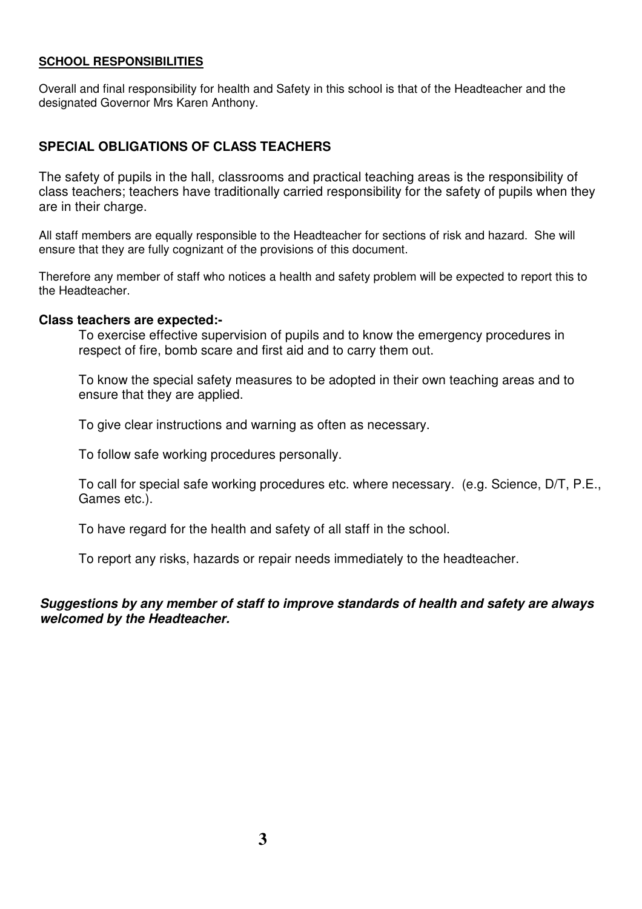## SCHOOL RESPONSIBILITIES

Overall and final responsibility for health and Safety in this school is that of the Headteacher and the designated Governor Mrs Karen Anthony.

## SPECIAL OBLIGATIONS OF CLASS TEACHERS

The safety of pupils in the hall, classrooms and practical teaching areas is the responsibility of class teachers; teachers have traditionally carried responsibility for the safety of pupils when they are in their charge.

All staff members are equally responsible to the Headteacher for sections of risk and hazard. She will ensure that they are fully cognizant of the provisions of this document.

Therefore any member of staff who notices a health and safety problem will be expected to report this to the Headteacher.

**Class teachers are expected:-**

To exercise effective supervision of pupils and to know the emergency procedures in respect of fire, bomb scare and first aid and to carry them out.

To know the special safety measures to be adopted in their own teaching areas and to ensure that they are applied.

To give clear instructions and warning as often as necessary.

To follow safe working procedures personally.

To call for special safe working procedures etc. where necessary. (e.g. Science, D/T, P.E., Games etc.).

To have regard for the health and safety of all staff in the school.

To report any risks, hazards or repair needs immediately to the headteacher.

***Suggestions by any member of staff to improve standards of health and safety are always welcomed by the Headteacher.***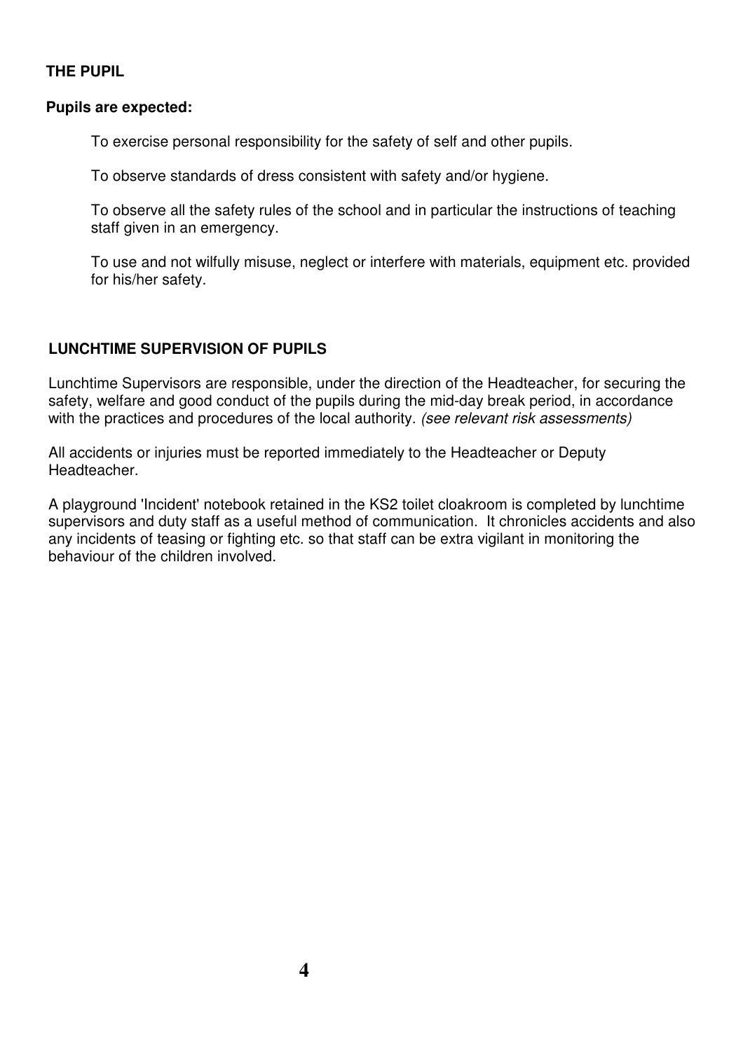## THE PUPIL

**Pupils are expected:**

To exercise personal responsibility for the safety of self and other pupils.

To observe standards of dress consistent with safety and/or hygiene.

To observe all the safety rules of the school and in particular the instructions of teaching staff given in an emergency.

To use and not wilfully misuse, neglect or interfere with materials, equipment etc. provided for his/her safety.

## LUNCHTIME SUPERVISION OF PUPILS

Lunchtime Supervisors are responsible, under the direction of the Headteacher, for securing the safety, welfare and good conduct of the pupils during the mid-day break period, in accordance with the practices and procedures of the local authority. *(see relevant risk assessments)*

All accidents or injuries must be reported immediately to the Headteacher or Deputy Headteacher.

A playground 'Incident' notebook retained in the KS2 toilet cloakroom is completed by lunchtime supervisors and duty staff as a useful method of communication. It chronicles accidents and also any incidents of teasing or fighting etc. so that staff can be extra vigilant in monitoring the behaviour of the children involved.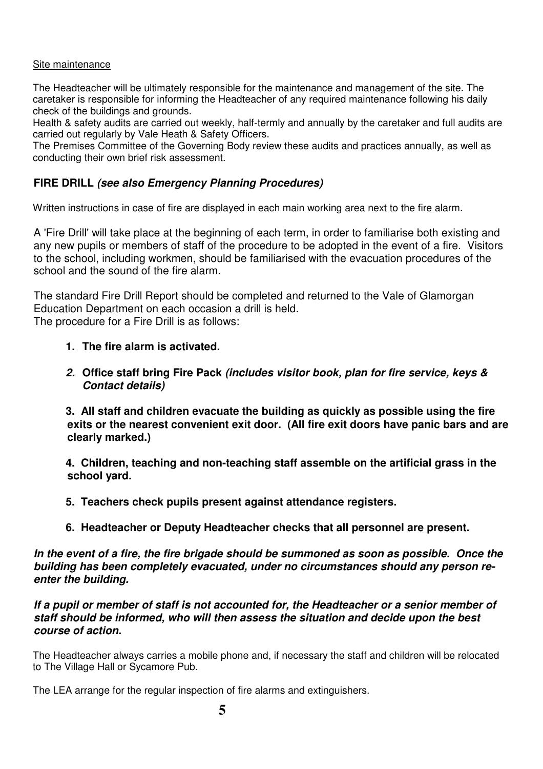<u>Site maintenance</u>

The Headteacher will be ultimately responsible for the maintenance and management of the site. The caretaker is responsible for informing the Headteacher of any required maintenance following his daily check of the buildings and grounds.
Health & safety audits are carried out weekly, half-termly and annually by the caretaker and full audits are carried out regularly by Vale Heath & Safety Officers.
The Premises Committee of the Governing Body review these audits and practices annually, as well as conducting their own brief risk assessment.

### FIRE DRILL *(see also Emergency Planning Procedures)*

Written instructions in case of fire are displayed in each main working area next to the fire alarm.

A 'Fire Drill' will take place at the beginning of each term, in order to familiarise both existing and any new pupils or members of staff of the procedure to be adopted in the event of a fire. Visitors to the school, including workmen, should be familiarised with the evacuation procedures of the school and the sound of the fire alarm.

The standard Fire Drill Report should be completed and returned to the Vale of Glamorgan Education Department on each occasion a drill is held.
The procedure for a Fire Drill is as follows:

1. **The fire alarm is activated.**
2. **Office staff bring Fire Pack *(includes visitor book, plan for fire service, keys & Contact details)***
3. **All staff and children evacuate the building as quickly as possible using the fire exits or the nearest convenient exit door. (All fire exit doors have panic bars and are clearly marked.)**
4. **Children, teaching and non-teaching staff assemble on the artificial grass in the school yard.**
5. **Teachers check pupils present against attendance registers.**
6. **Headteacher or Deputy Headteacher checks that all personnel are present.**

***In the event of a fire, the fire brigade should be summoned as soon as possible. Once the building has been completely evacuated, under no circumstances should any person re-enter the building.***

***If a pupil or member of staff is not accounted for, the Headteacher or a senior member of staff should be informed, who will then assess the situation and decide upon the best course of action.***

The Headteacher always carries a mobile phone and, if necessary the staff and children will be relocated to The Village Hall or Sycamore Pub.

The LEA arrange for the regular inspection of fire alarms and extinguishers.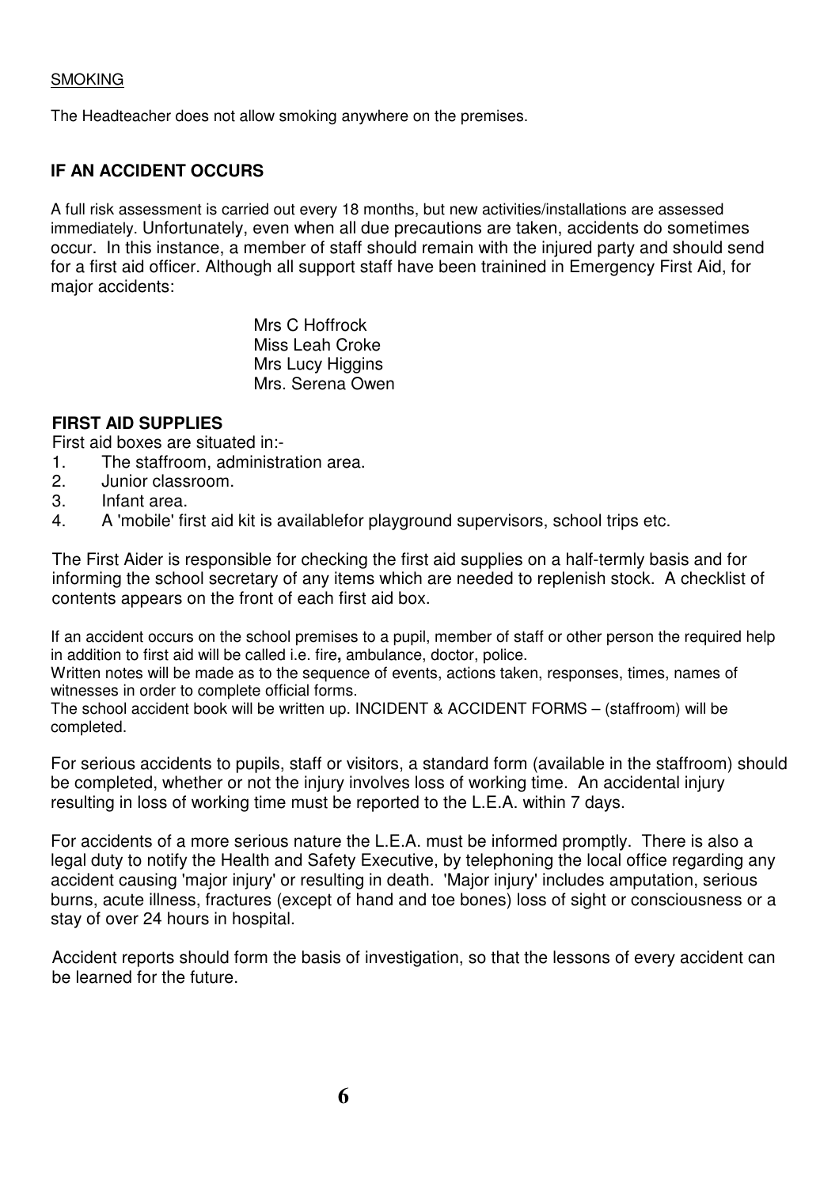SMOKING

The Headteacher does not allow smoking anywhere on the premises.

## IF AN ACCIDENT OCCURS

A full risk assessment is carried out every 18 months, but new activities/installations are assessed immediately. Unfortunately, even when all due precautions are taken, accidents do sometimes occur. In this instance, a member of staff should remain with the injured party and should send for a first aid officer. Although all support staff have been trainined in Emergency First Aid, for major accidents:

Mrs C Hoffrock
Miss Leah Croke
Mrs Lucy Higgins
Mrs. Serena Owen

## FIRST AID SUPPLIES

First aid boxes are situated in:-

1. The staffroom, administration area.
2. Junior classroom.
3. Infant area.
4. A 'mobile' first aid kit is availablefor playground supervisors, school trips etc.

The First Aider is responsible for checking the first aid supplies on a half-termly basis and for informing the school secretary of any items which are needed to replenish stock. A checklist of contents appears on the front of each first aid box.

If an accident occurs on the school premises to a pupil, member of staff or other person the required help in addition to first aid will be called i.e. fire**,** ambulance, doctor, police.
Written notes will be made as to the sequence of events, actions taken, responses, times, names of witnesses in order to complete official forms.
The school accident book will be written up. INCIDENT & ACCIDENT FORMS – (staffroom) will be completed.

For serious accidents to pupils, staff or visitors, a standard form (available in the staffroom) should be completed, whether or not the injury involves loss of working time. An accidental injury resulting in loss of working time must be reported to the L.E.A. within 7 days.

For accidents of a more serious nature the L.E.A. must be informed promptly. There is also a legal duty to notify the Health and Safety Executive, by telephoning the local office regarding any accident causing 'major injury' or resulting in death. 'Major injury' includes amputation, serious burns, acute illness, fractures (except of hand and toe bones) loss of sight or consciousness or a stay of over 24 hours in hospital.

Accident reports should form the basis of investigation, so that the lessons of every accident can be learned for the future.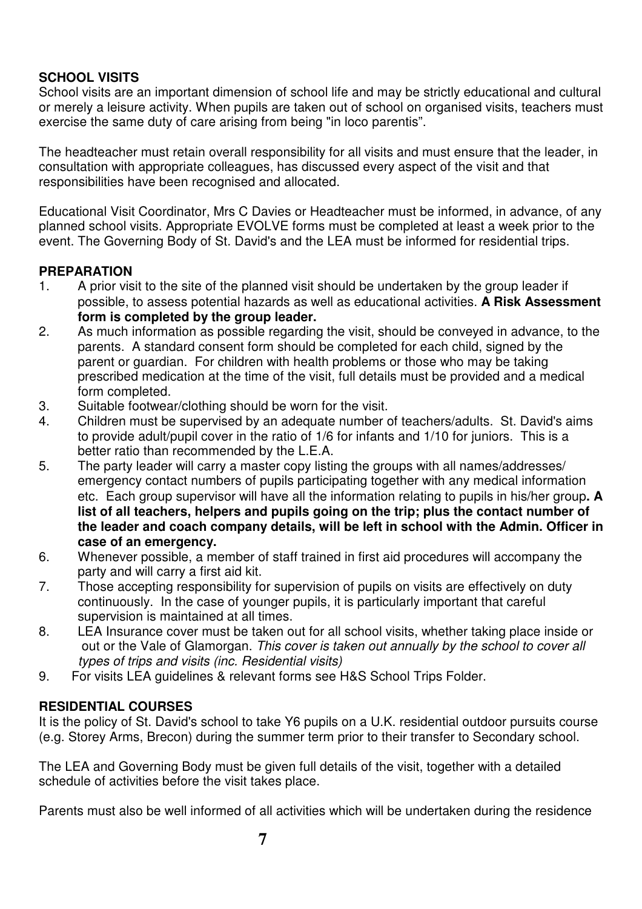**SCHOOL VISITS**

School visits are an important dimension of school life and may be strictly educational and cultural or merely a leisure activity. When pupils are taken out of school on organised visits, teachers must exercise the same duty of care arising from being "in loco parentis".

The headteacher must retain overall responsibility for all visits and must ensure that the leader, in consultation with appropriate colleagues, has discussed every aspect of the visit and that responsibilities have been recognised and allocated.

Educational Visit Coordinator, Mrs C Davies or Headteacher must be informed, in advance, of any planned school visits. Appropriate EVOLVE forms must be completed at least a week prior to the event. The Governing Body of St. David's and the LEA must be informed for residential trips.

**PREPARATION**

1. A prior visit to the site of the planned visit should be undertaken by the group leader if possible, to assess potential hazards as well as educational activities. **A Risk Assessment form is completed by the group leader.**
2. As much information as possible regarding the visit, should be conveyed in advance, to the parents. A standard consent form should be completed for each child, signed by the parent or guardian. For children with health problems or those who may be taking prescribed medication at the time of the visit, full details must be provided and a medical form completed.
3. Suitable footwear/clothing should be worn for the visit.
4. Children must be supervised by an adequate number of teachers/adults. St. David's aims to provide adult/pupil cover in the ratio of 1/6 for infants and 1/10 for juniors. This is a better ratio than recommended by the L.E.A.
5. The party leader will carry a master copy listing the groups with all names/addresses/ emergency contact numbers of pupils participating together with any medical information etc. Each group supervisor will have all the information relating to pupils in his/her group**. A list of all teachers, helpers and pupils going on the trip; plus the contact number of the leader and coach company details, will be left in school with the Admin. Officer in case of an emergency.**
6. Whenever possible, a member of staff trained in first aid procedures will accompany the party and will carry a first aid kit.
7. Those accepting responsibility for supervision of pupils on visits are effectively on duty continuously. In the case of younger pupils, it is particularly important that careful supervision is maintained at all times.
8. LEA Insurance cover must be taken out for all school visits, whether taking place inside or out or the Vale of Glamorgan. *This cover is taken out annually by the school to cover all types of trips and visits (inc. Residential visits)*
9. For visits LEA guidelines & relevant forms see H&S School Trips Folder.

**RESIDENTIAL COURSES**

It is the policy of St. David's school to take Y6 pupils on a U.K. residential outdoor pursuits course (e.g. Storey Arms, Brecon) during the summer term prior to their transfer to Secondary school.

The LEA and Governing Body must be given full details of the visit, together with a detailed schedule of activities before the visit takes place.

Parents must also be well informed of all activities which will be undertaken during the residence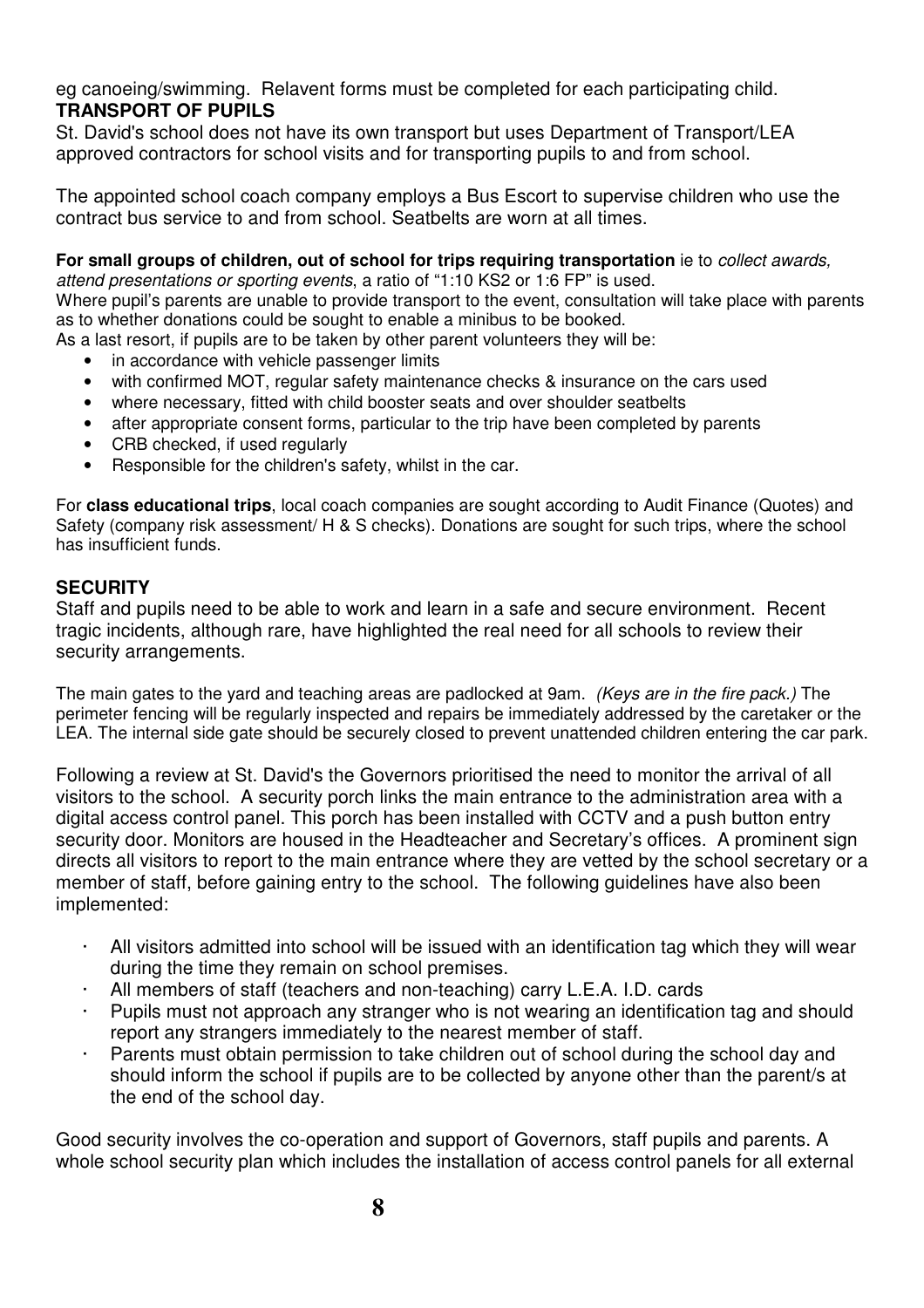eg canoeing/swimming. Relavent forms must be completed for each participating child.

**TRANSPORT OF PUPILS**

St. David's school does not have its own transport but uses Department of Transport/LEA approved contractors for school visits and for transporting pupils to and from school.

The appointed school coach company employs a Bus Escort to supervise children who use the contract bus service to and from school. Seatbelts are worn at all times.

**For small groups of children, out of school for trips requiring transportation** ie to *collect awards, attend presentations or sporting events*, a ratio of "1:10 KS2 or 1:6 FP" is used.

Where pupil's parents are unable to provide transport to the event, consultation will take place with parents as to whether donations could be sought to enable a minibus to be booked.

As a last resort, if pupils are to be taken by other parent volunteers they will be:

- in accordance with vehicle passenger limits
- with confirmed MOT, regular safety maintenance checks & insurance on the cars used
- where necessary, fitted with child booster seats and over shoulder seatbelts
- after appropriate consent forms, particular to the trip have been completed by parents
- CRB checked, if used regularly
- Responsible for the children's safety, whilst in the car.

For **class educational trips**, local coach companies are sought according to Audit Finance (Quotes) and Safety (company risk assessment/ H & S checks). Donations are sought for such trips, where the school has insufficient funds.

**SECURITY**

Staff and pupils need to be able to work and learn in a safe and secure environment. Recent tragic incidents, although rare, have highlighted the real need for all schools to review their security arrangements.

The main gates to the yard and teaching areas are padlocked at 9am. *(Keys are in the fire pack.)* The perimeter fencing will be regularly inspected and repairs be immediately addressed by the caretaker or the LEA. The internal side gate should be securely closed to prevent unattended children entering the car park.

Following a review at St. David's the Governors prioritised the need to monitor the arrival of all visitors to the school. A security porch links the main entrance to the administration area with a digital access control panel. This porch has been installed with CCTV and a push button entry security door. Monitors are housed in the Headteacher and Secretary's offices. A prominent sign directs all visitors to report to the main entrance where they are vetted by the school secretary or a member of staff, before gaining entry to the school. The following guidelines have also been implemented:

- All visitors admitted into school will be issued with an identification tag which they will wear during the time they remain on school premises.
- All members of staff (teachers and non-teaching) carry L.E.A. I.D. cards
- Pupils must not approach any stranger who is not wearing an identification tag and should report any strangers immediately to the nearest member of staff.
- Parents must obtain permission to take children out of school during the school day and should inform the school if pupils are to be collected by anyone other than the parent/s at the end of the school day.

Good security involves the co-operation and support of Governors, staff pupils and parents. A whole school security plan which includes the installation of access control panels for all external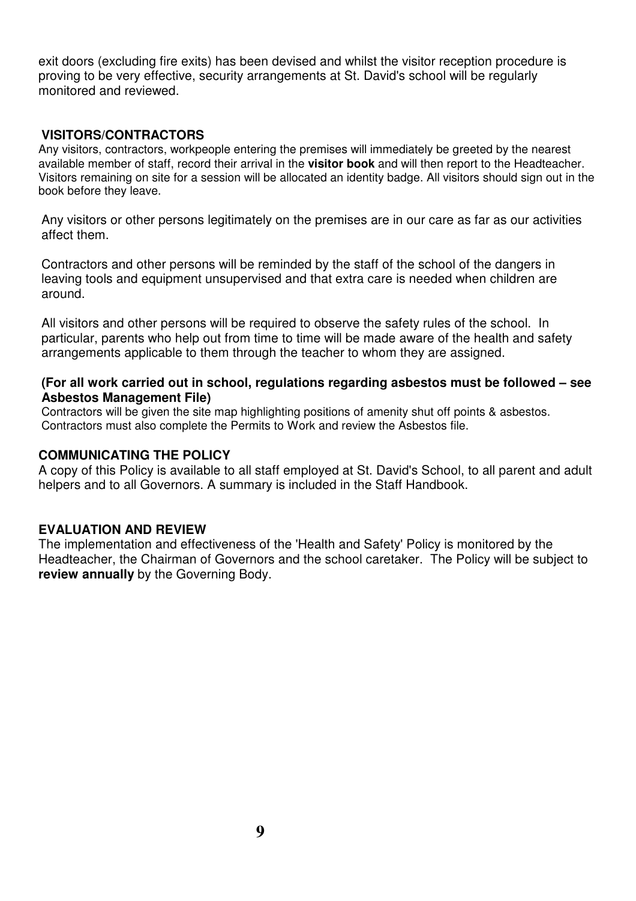exit doors (excluding fire exits) has been devised and whilst the visitor reception procedure is proving to be very effective, security arrangements at St. David's school will be regularly monitored and reviewed.

## VISITORS/CONTRACTORS

Any visitors, contractors, workpeople entering the premises will immediately be greeted by the nearest available member of staff, record their arrival in the **visitor book** and will then report to the Headteacher. Visitors remaining on site for a session will be allocated an identity badge. All visitors should sign out in the book before they leave.

Any visitors or other persons legitimately on the premises are in our care as far as our activities affect them.

Contractors and other persons will be reminded by the staff of the school of the dangers in leaving tools and equipment unsupervised and that extra care is needed when children are around.

All visitors and other persons will be required to observe the safety rules of the school. In particular, parents who help out from time to time will be made aware of the health and safety arrangements applicable to them through the teacher to whom they are assigned.

**(For all work carried out in school, regulations regarding asbestos must be followed – see Asbestos Management File)**

Contractors will be given the site map highlighting positions of amenity shut off points & asbestos. Contractors must also complete the Permits to Work and review the Asbestos file.

## COMMUNICATING THE POLICY

A copy of this Policy is available to all staff employed at St. David's School, to all parent and adult helpers and to all Governors. A summary is included in the Staff Handbook.

## EVALUATION AND REVIEW

The implementation and effectiveness of the 'Health and Safety' Policy is monitored by the Headteacher, the Chairman of Governors and the school caretaker. The Policy will be subject to **review annually** by the Governing Body.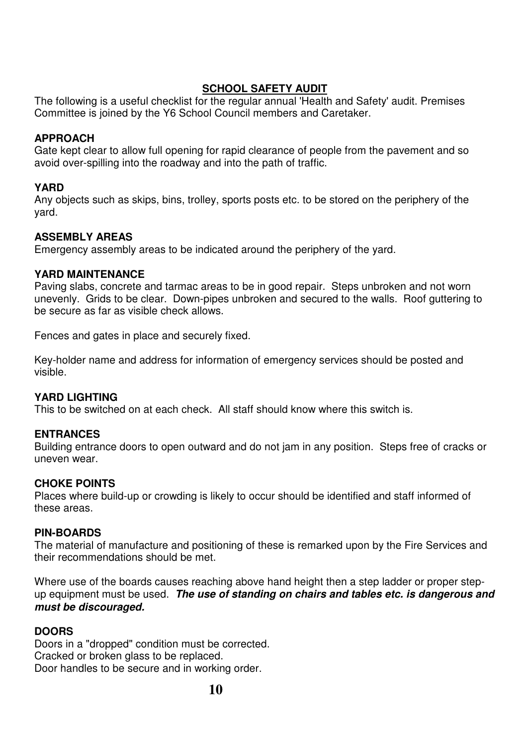## SCHOOL SAFETY AUDIT

The following is a useful checklist for the regular annual 'Health and Safety' audit. Premises Committee is joined by the Y6 School Council members and Caretaker.

### APPROACH

Gate kept clear to allow full opening for rapid clearance of people from the pavement and so avoid over-spilling into the roadway and into the path of traffic.

### YARD

Any objects such as skips, bins, trolley, sports posts etc. to be stored on the periphery of the yard.

### ASSEMBLY AREAS

Emergency assembly areas to be indicated around the periphery of the yard.

### YARD MAINTENANCE

Paving slabs, concrete and tarmac areas to be in good repair. Steps unbroken and not worn unevenly. Grids to be clear. Down-pipes unbroken and secured to the walls. Roof guttering to be secure as far as visible check allows.

Fences and gates in place and securely fixed.

Key-holder name and address for information of emergency services should be posted and visible.

### YARD LIGHTING

This to be switched on at each check. All staff should know where this switch is.

### ENTRANCES

Building entrance doors to open outward and do not jam in any position. Steps free of cracks or uneven wear.

### CHOKE POINTS

Places where build-up or crowding is likely to occur should be identified and staff informed of these areas.

### PIN-BOARDS

The material of manufacture and positioning of these is remarked upon by the Fire Services and their recommendations should be met.

Where use of the boards causes reaching above hand height then a step ladder or proper step-up equipment must be used. ***The use of standing on chairs and tables etc. is dangerous and must be discouraged.***

### DOORS

Doors in a "dropped" condition must be corrected.
Cracked or broken glass to be replaced.
Door handles to be secure and in working order.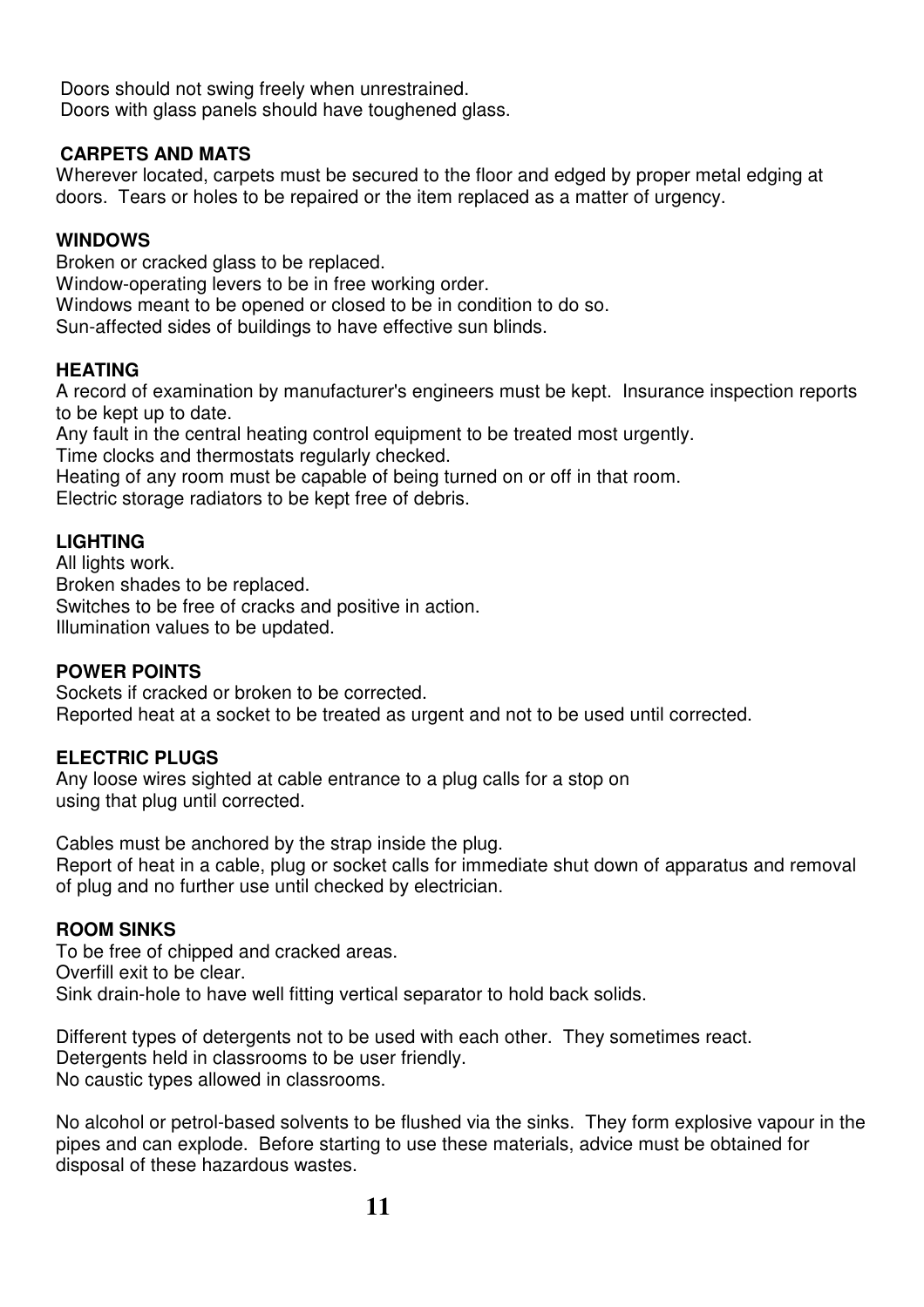Doors should not swing freely when unrestrained.
Doors with glass panels should have toughened glass.

**CARPETS AND MATS**

Wherever located, carpets must be secured to the floor and edged by proper metal edging at doors. Tears or holes to be repaired or the item replaced as a matter of urgency.

**WINDOWS**

Broken or cracked glass to be replaced.
Window-operating levers to be in free working order.
Windows meant to be opened or closed to be in condition to do so.
Sun-affected sides of buildings to have effective sun blinds.

**HEATING**

A record of examination by manufacturer's engineers must be kept. Insurance inspection reports to be kept up to date.
Any fault in the central heating control equipment to be treated most urgently.
Time clocks and thermostats regularly checked.
Heating of any room must be capable of being turned on or off in that room.
Electric storage radiators to be kept free of debris.

**LIGHTING**

All lights work.
Broken shades to be replaced.
Switches to be free of cracks and positive in action.
Illumination values to be updated.

**POWER POINTS**

Sockets if cracked or broken to be corrected.
Reported heat at a socket to be treated as urgent and not to be used until corrected.

**ELECTRIC PLUGS**

Any loose wires sighted at cable entrance to a plug calls for a stop on using that plug until corrected.

Cables must be anchored by the strap inside the plug.
Report of heat in a cable, plug or socket calls for immediate shut down of apparatus and removal of plug and no further use until checked by electrician.

**ROOM SINKS**

To be free of chipped and cracked areas.
Overfill exit to be clear.
Sink drain-hole to have well fitting vertical separator to hold back solids.

Different types of detergents not to be used with each other. They sometimes react.
Detergents held in classrooms to be user friendly.
No caustic types allowed in classrooms.

No alcohol or petrol-based solvents to be flushed via the sinks. They form explosive vapour in the pipes and can explode. Before starting to use these materials, advice must be obtained for disposal of these hazardous wastes.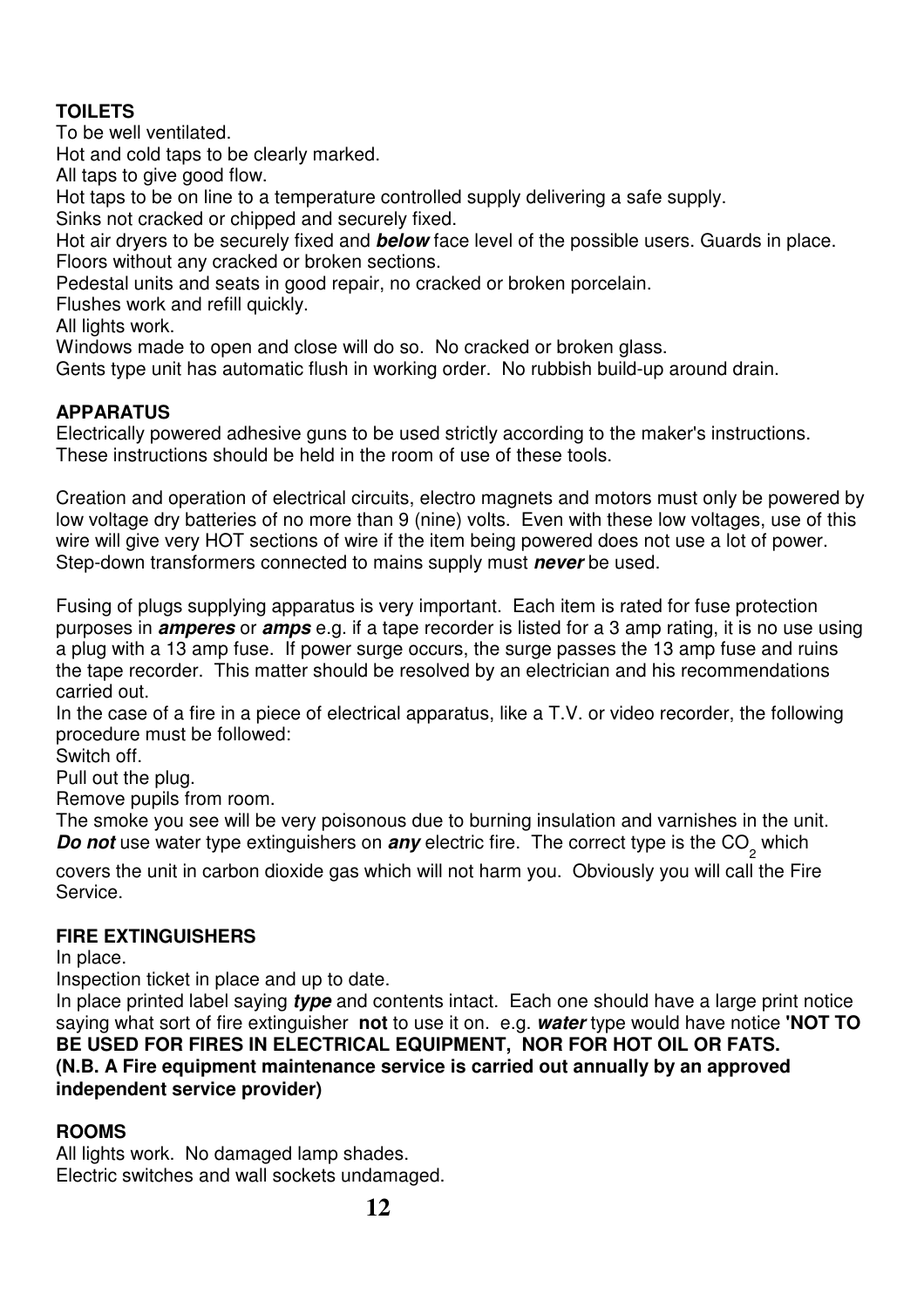**TOILETS**

To be well ventilated.
Hot and cold taps to be clearly marked.
All taps to give good flow.
Hot taps to be on line to a temperature controlled supply delivering a safe supply.
Sinks not cracked or chipped and securely fixed.
Hot air dryers to be securely fixed and ***below*** face level of the possible users. Guards in place.
Floors without any cracked or broken sections.
Pedestal units and seats in good repair, no cracked or broken porcelain.
Flushes work and refill quickly.
All lights work.
Windows made to open and close will do so. No cracked or broken glass.
Gents type unit has automatic flush in working order. No rubbish build-up around drain.

**APPARATUS**

Electrically powered adhesive guns to be used strictly according to the maker's instructions. These instructions should be held in the room of use of these tools.

Creation and operation of electrical circuits, electro magnets and motors must only be powered by low voltage dry batteries of no more than 9 (nine) volts. Even with these low voltages, use of this wire will give very HOT sections of wire if the item being powered does not use a lot of power. Step-down transformers connected to mains supply must ***never*** be used.

Fusing of plugs supplying apparatus is very important. Each item is rated for fuse protection purposes in ***amperes*** or ***amps*** e.g. if a tape recorder is listed for a 3 amp rating, it is no use using a plug with a 13 amp fuse. If power surge occurs, the surge passes the 13 amp fuse and ruins the tape recorder. This matter should be resolved by an electrician and his recommendations carried out.
In the case of a fire in a piece of electrical apparatus, like a T.V. or video recorder, the following procedure must be followed:
Switch off.
Pull out the plug.
Remove pupils from room.
The smoke you see will be very poisonous due to burning insulation and varnishes in the unit.
***Do not*** use water type extinguishers on ***any*** electric fire. The correct type is the $CO_2$ which covers the unit in carbon dioxide gas which will not harm you. Obviously you will call the Fire Service.

**FIRE EXTINGUISHERS**

In place.
Inspection ticket in place and up to date.
In place printed label saying ***type*** and contents intact. Each one should have a large print notice saying what sort of fire extinguisher **not** to use it on. e.g. ***water*** type would have notice **'NOT TO BE USED FOR FIRES IN ELECTRICAL EQUIPMENT, NOR FOR HOT OIL OR FATS.**
**(N.B. A Fire equipment maintenance service is carried out annually by an approved independent service provider)**

**ROOMS**

All lights work. No damaged lamp shades.
Electric switches and wall sockets undamaged.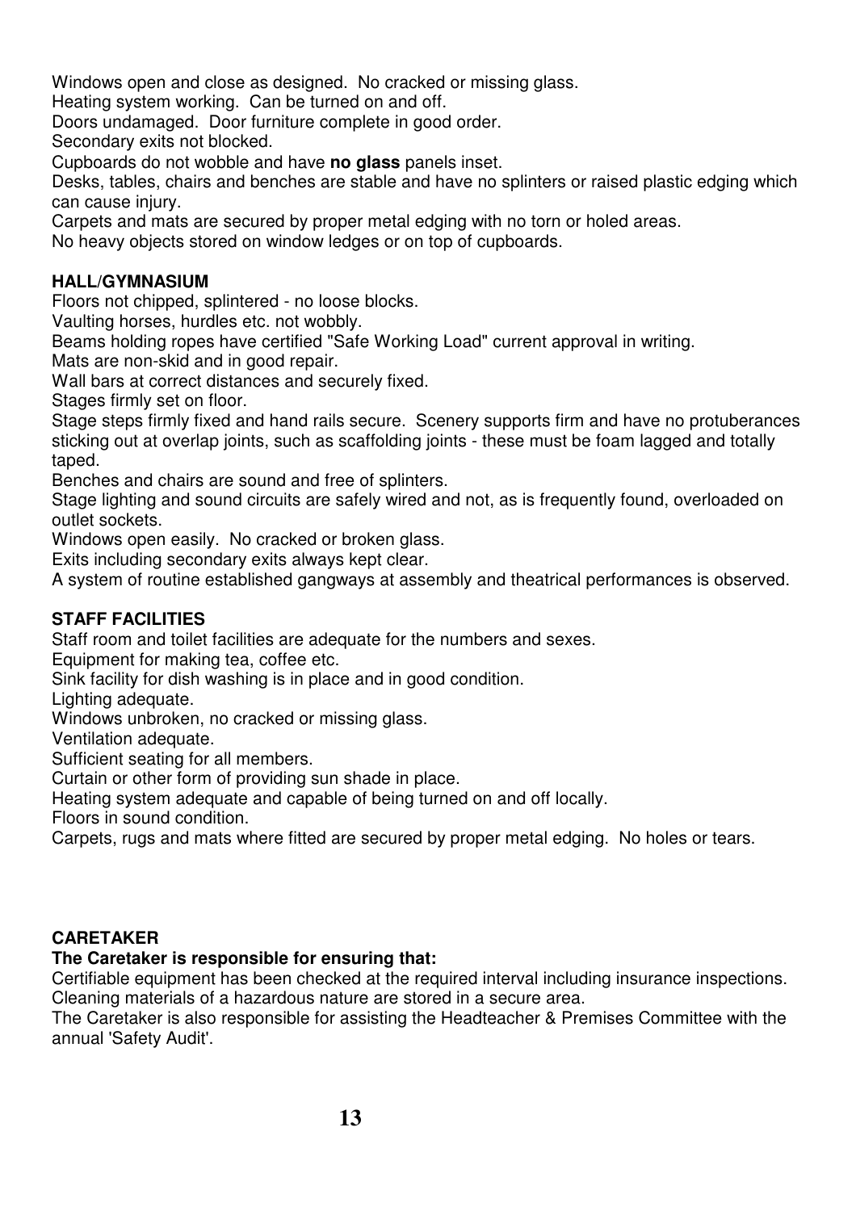Windows open and close as designed. No cracked or missing glass.
Heating system working. Can be turned on and off.
Doors undamaged. Door furniture complete in good order.
Secondary exits not blocked.
Cupboards do not wobble and have **no glass** panels inset.
Desks, tables, chairs and benches are stable and have no splinters or raised plastic edging which can cause injury.
Carpets and mats are secured by proper metal edging with no torn or holed areas.
No heavy objects stored on window ledges or on top of cupboards.

**HALL/GYMNASIUM**

Floors not chipped, splintered - no loose blocks.
Vaulting horses, hurdles etc. not wobbly.
Beams holding ropes have certified "Safe Working Load" current approval in writing.
Mats are non-skid and in good repair.
Wall bars at correct distances and securely fixed.
Stages firmly set on floor.
Stage steps firmly fixed and hand rails secure. Scenery supports firm and have no protuberances sticking out at overlap joints, such as scaffolding joints - these must be foam lagged and totally taped.
Benches and chairs are sound and free of splinters.
Stage lighting and sound circuits are safely wired and not, as is frequently found, overloaded on outlet sockets.
Windows open easily. No cracked or broken glass.
Exits including secondary exits always kept clear.
A system of routine established gangways at assembly and theatrical performances is observed.

**STAFF FACILITIES**

Staff room and toilet facilities are adequate for the numbers and sexes.
Equipment for making tea, coffee etc.
Sink facility for dish washing is in place and in good condition.
Lighting adequate.
Windows unbroken, no cracked or missing glass.
Ventilation adequate.
Sufficient seating for all members.
Curtain or other form of providing sun shade in place.
Heating system adequate and capable of being turned on and off locally.
Floors in sound condition.
Carpets, rugs and mats where fitted are secured by proper metal edging. No holes or tears.

**CARETAKER**

**The Caretaker is responsible for ensuring that:**

Certifiable equipment has been checked at the required interval including insurance inspections.
Cleaning materials of a hazardous nature are stored in a secure area.
The Caretaker is also responsible for assisting the Headteacher & Premises Committee with the annual 'Safety Audit'.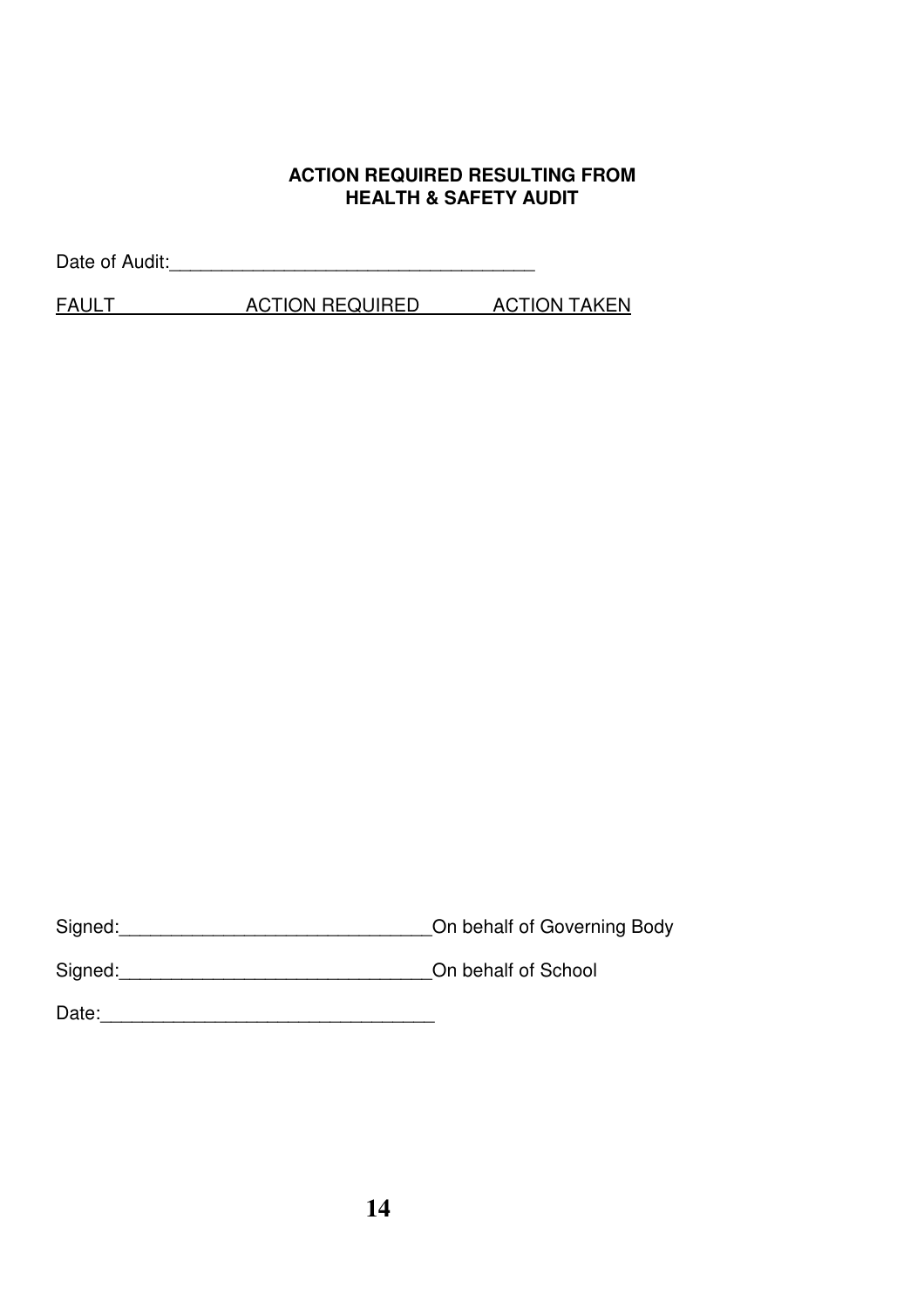**ACTION REQUIRED RESULTING FROM**
**HEALTH & SAFETY AUDIT**

Date of Audit:___________________________________

| FAULT | ACTION REQUIRED | ACTION TAKEN |
| --- | --- | --- |

Signed:______________________________On behalf of Governing Body

Signed:______________________________On behalf of School

Date:________________________________